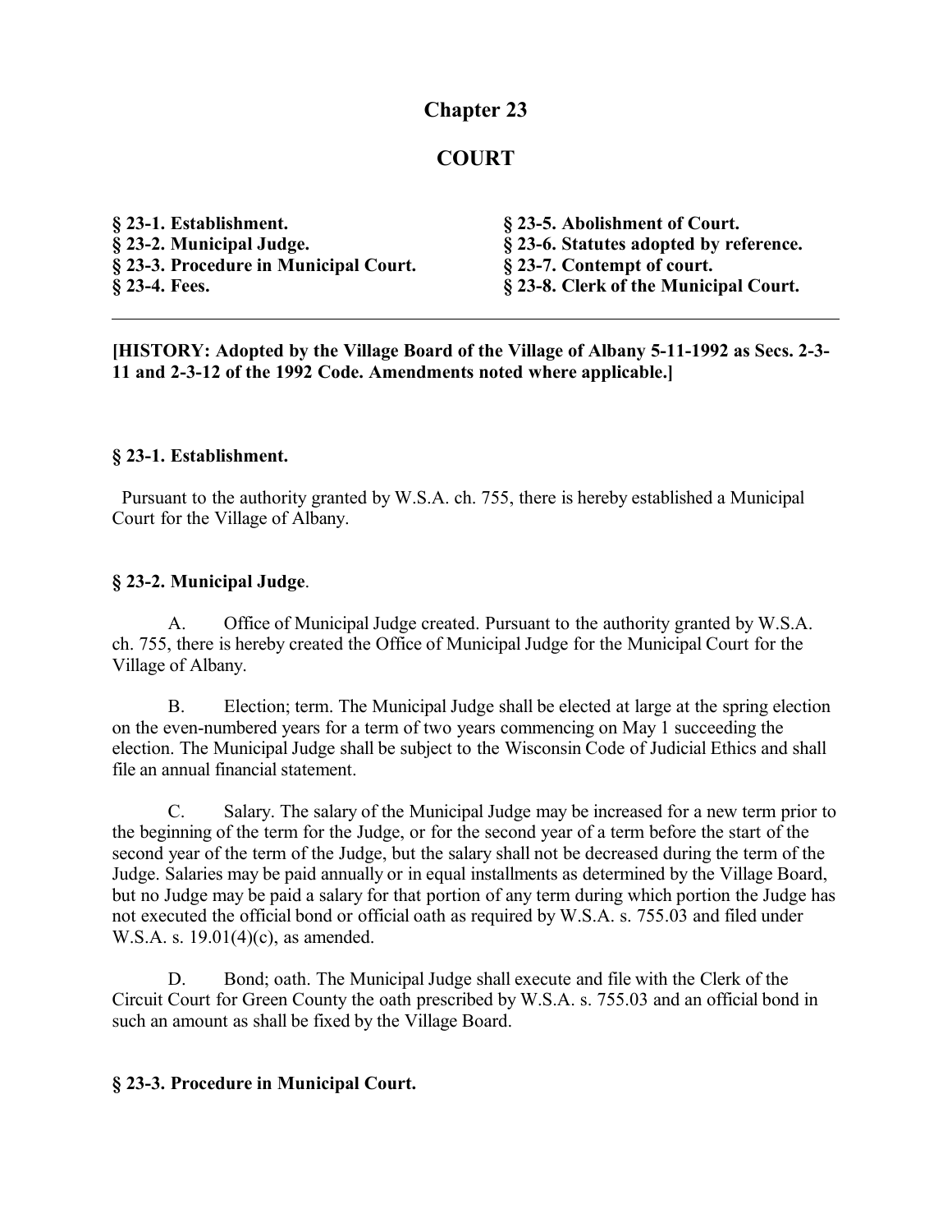# Chapter 23

# COURT

**§ 23-1. Establishment.**
**§ 23-2. Municipal Judge.**
**§ 23-3. Procedure in Municipal Court.**
**§ 23-4. Fees.**
**§ 23-5. Abolishment of Court.**
**§ 23-6. Statutes adopted by reference.**
**§ 23-7. Contempt of court.**
**§ 23-8. Clerk of the Municipal Court.**

---

**[HISTORY: Adopted by the Village Board of the Village of Albany 5-11-1992 as Secs. 2-3-11 and 2-3-12 of the 1992 Code. Amendments noted where applicable.]**

### § 23-1. Establishment.

Pursuant to the authority granted by W.S.A. ch. 755, there is hereby established a Municipal Court for the Village of Albany.

### § 23-2. Municipal Judge.

A. Office of Municipal Judge created. Pursuant to the authority granted by W.S.A. ch. 755, there is hereby created the Office of Municipal Judge for the Municipal Court for the Village of Albany.

B. Election; term. The Municipal Judge shall be elected at large at the spring election on the even-numbered years for a term of two years commencing on May 1 succeeding the election. The Municipal Judge shall be subject to the Wisconsin Code of Judicial Ethics and shall file an annual financial statement.

C. Salary. The salary of the Municipal Judge may be increased for a new term prior to the beginning of the term for the Judge, or for the second year of a term before the start of the second year of the term of the Judge, but the salary shall not be decreased during the term of the Judge. Salaries may be paid annually or in equal installments as determined by the Village Board, but no Judge may be paid a salary for that portion of any term during which portion the Judge has not executed the official bond or official oath as required by W.S.A. s. 755.03 and filed under W.S.A. s. 19.01(4)(c), as amended.

D. Bond; oath. The Municipal Judge shall execute and file with the Clerk of the Circuit Court for Green County the oath prescribed by W.S.A. s. 755.03 and an official bond in such an amount as shall be fixed by the Village Board.

### § 23-3. Procedure in Municipal Court.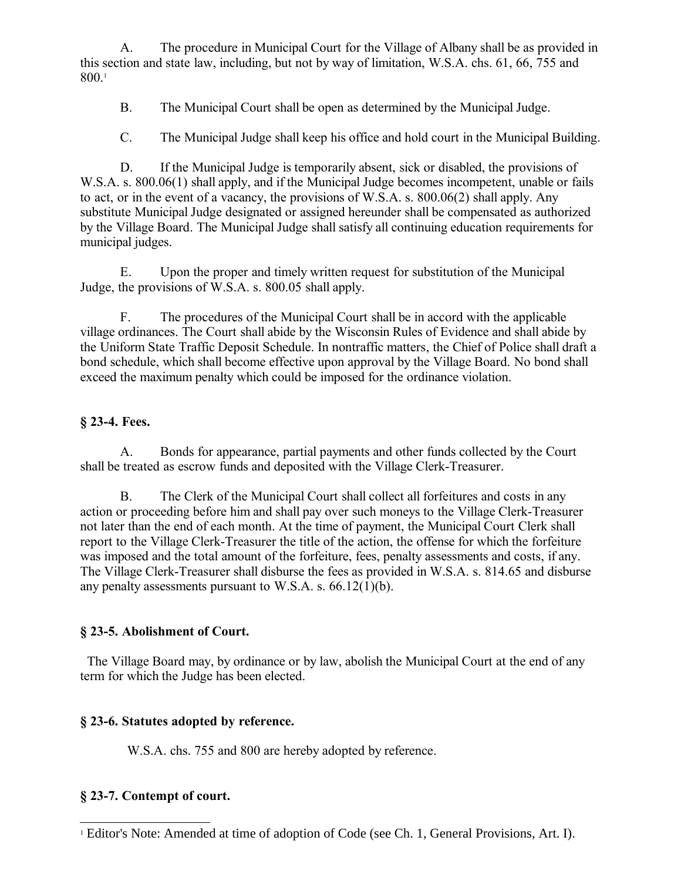A. The procedure in Municipal Court for the Village of Albany shall be as provided in this section and state law, including, but not by way of limitation, W.S.A. chs. 61, 66, 755 and 800.[1]

B. The Municipal Court shall be open as determined by the Municipal Judge.

C. The Municipal Judge shall keep his office and hold court in the Municipal Building.

D. If the Municipal Judge is temporarily absent, sick or disabled, the provisions of W.S.A. s. 800.06(1) shall apply, and if the Municipal Judge becomes incompetent, unable or fails to act, or in the event of a vacancy, the provisions of W.S.A. s. 800.06(2) shall apply. Any substitute Municipal Judge designated or assigned hereunder shall be compensated as authorized by the Village Board. The Municipal Judge shall satisfy all continuing education requirements for municipal judges.

E. Upon the proper and timely written request for substitution of the Municipal Judge, the provisions of W.S.A. s. 800.05 shall apply.

F. The procedures of the Municipal Court shall be in accord with the applicable village ordinances. The Court shall abide by the Wisconsin Rules of Evidence and shall abide by the Uniform State Traffic Deposit Schedule. In nontraffic matters, the Chief of Police shall draft a bond schedule, which shall become effective upon approval by the Village Board. No bond shall exceed the maximum penalty which could be imposed for the ordinance violation.

### § 23-4. Fees.

A. Bonds for appearance, partial payments and other funds collected by the Court shall be treated as escrow funds and deposited with the Village Clerk-Treasurer.

B. The Clerk of the Municipal Court shall collect all forfeitures and costs in any action or proceeding before him and shall pay over such moneys to the Village Clerk-Treasurer not later than the end of each month. At the time of payment, the Municipal Court Clerk shall report to the Village Clerk-Treasurer the title of the action, the offense for which the forfeiture was imposed and the total amount of the forfeiture, fees, penalty assessments and costs, if any. The Village Clerk-Treasurer shall disburse the fees as provided in W.S.A. s. 814.65 and disburse any penalty assessments pursuant to W.S.A. s. 66.12(1)(b).

### § 23-5. Abolishment of Court.

The Village Board may, by ordinance or by law, abolish the Municipal Court at the end of any term for which the Judge has been elected.

### § 23-6. Statutes adopted by reference.

W.S.A. chs. 755 and 800 are hereby adopted by reference.

### § 23-7. Contempt of court.

[1] Editor's Note: Amended at time of adoption of Code (see Ch. 1, General Provisions, Art. I).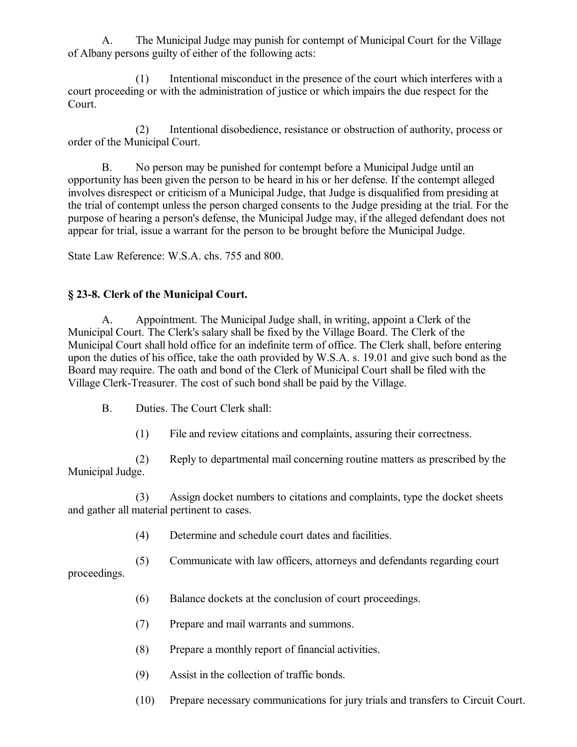A. The Municipal Judge may punish for contempt of Municipal Court for the Village of Albany persons guilty of either of the following acts:

(1) Intentional misconduct in the presence of the court which interferes with a court proceeding or with the administration of justice or which impairs the due respect for the Court.

(2) Intentional disobedience, resistance or obstruction of authority, process or order of the Municipal Court.

B. No person may be punished for contempt before a Municipal Judge until an opportunity has been given the person to be heard in his or her defense. If the contempt alleged involves disrespect or criticism of a Municipal Judge, that Judge is disqualified from presiding at the trial of contempt unless the person charged consents to the Judge presiding at the trial. For the purpose of hearing a person's defense, the Municipal Judge may, if the alleged defendant does not appear for trial, issue a warrant for the person to be brought before the Municipal Judge.

State Law Reference: W.S.A. chs. 755 and 800.

### § 23-8. Clerk of the Municipal Court.

A. Appointment. The Municipal Judge shall, in writing, appoint a Clerk of the Municipal Court. The Clerk's salary shall be fixed by the Village Board. The Clerk of the Municipal Court shall hold office for an indefinite term of office. The Clerk shall, before entering upon the duties of his office, take the oath provided by W.S.A. s. 19.01 and give such bond as the Board may require. The oath and bond of the Clerk of Municipal Court shall be filed with the Village Clerk-Treasurer. The cost of such bond shall be paid by the Village.

B. Duties. The Court Clerk shall:

(1) File and review citations and complaints, assuring their correctness.

(2) Reply to departmental mail concerning routine matters as prescribed by the Municipal Judge.

(3) Assign docket numbers to citations and complaints, type the docket sheets and gather all material pertinent to cases.

(4) Determine and schedule court dates and facilities.

(5) Communicate with law officers, attorneys and defendants regarding court proceedings.

(6) Balance dockets at the conclusion of court proceedings.

(7) Prepare and mail warrants and summons.

(8) Prepare a monthly report of financial activities.

(9) Assist in the collection of traffic bonds.

(10) Prepare necessary communications for jury trials and transfers to Circuit Court.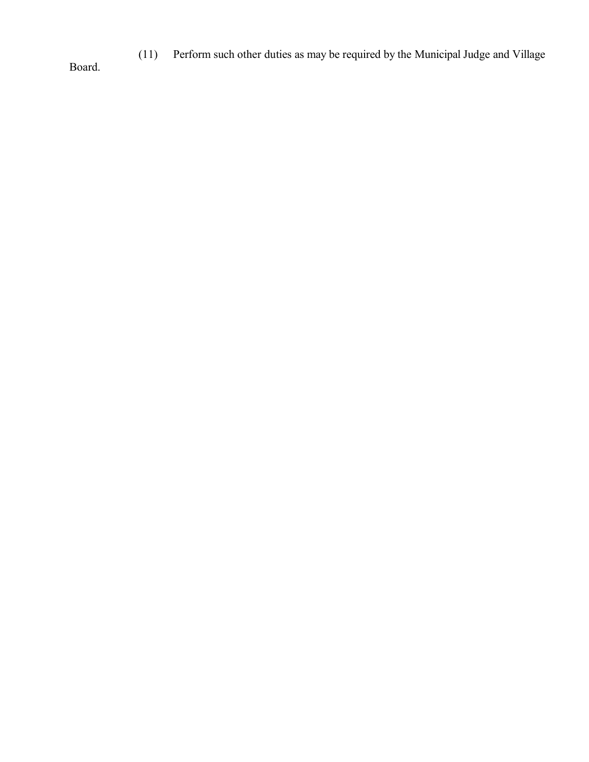(11) Perform such other duties as may be required by the Municipal Judge and Village Board.